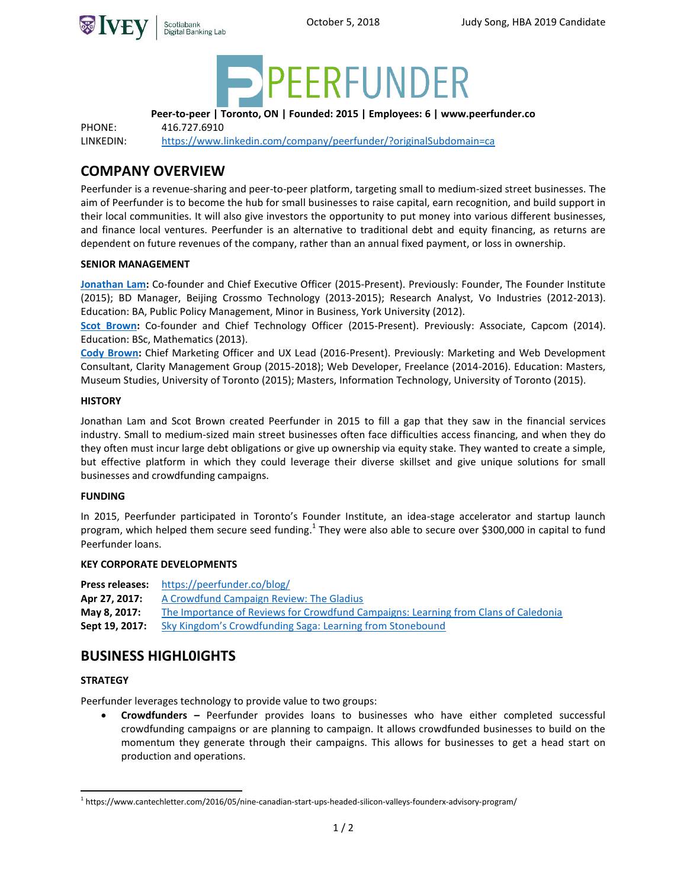October 5, 2018 — Judy Song, HBA 2019 Candidate

# PEERFUNDER

**Peer-to-peer | Toronto, ON | Founded: 2015 | Employees: 6 | www.peerfunder.co**

PHONE: 416.727.6910
LINKEDIN: https://www.linkedin.com/company/peerfunder/?originalSubdomain=ca

## COMPANY OVERVIEW

Peerfunder is a revenue-sharing and peer-to-peer platform, targeting small to medium-sized street businesses. The aim of Peerfunder is to become the hub for small businesses to raise capital, earn recognition, and build support in their local communities. It will also give investors the opportunity to put money into various different businesses, and finance local ventures. Peerfunder is an alternative to traditional debt and equity financing, as returns are dependent on future revenues of the company, rather than an annual fixed payment, or loss in ownership.

### SENIOR MANAGEMENT

**Jonathan Lam:** Co-founder and Chief Executive Officer (2015-Present). Previously: Founder, The Founder Institute (2015); BD Manager, Beijing Crossmo Technology (2013-2015); Research Analyst, Vo Industries (2012-2013). Education: BA, Public Policy Management, Minor in Business, York University (2012).

**Scot Brown:** Co-founder and Chief Technology Officer (2015-Present). Previously: Associate, Capcom (2014). Education: BSc, Mathematics (2013).

**Cody Brown:** Chief Marketing Officer and UX Lead (2016-Present). Previously: Marketing and Web Development Consultant, Clarity Management Group (2015-2018); Web Developer, Freelance (2014-2016). Education: Masters, Museum Studies, University of Toronto (2015); Masters, Information Technology, University of Toronto (2015).

### HISTORY

Jonathan Lam and Scot Brown created Peerfunder in 2015 to fill a gap that they saw in the financial services industry. Small to medium-sized main street businesses often face difficulties access financing, and when they do they often must incur large debt obligations or give up ownership via equity stake. They wanted to create a simple, but effective platform in which they could leverage their diverse skillset and give unique solutions for small businesses and crowdfunding campaigns.

### FUNDING

In 2015, Peerfunder participated in Toronto's Founder Institute, an idea-stage accelerator and startup launch program, which helped them secure seed funding.[1] They were also able to secure over $300,000 in capital to fund Peerfunder loans.

### KEY CORPORATE DEVELOPMENTS

**Press releases:** https://peerfunder.co/blog/
**Apr 27, 2017:** A Crowdfund Campaign Review: The Gladius
**May 8, 2017:** The Importance of Reviews for Crowdfund Campaigns: Learning from Clans of Caledonia
**Sept 19, 2017:** Sky Kingdom's Crowdfunding Saga: Learning from Stonebound

## BUSINESS HIGHL0IGHTS

### STRATEGY

Peerfunder leverages technology to provide value to two groups:

- **Crowdfunders –** Peerfunder provides loans to businesses who have either completed successful crowdfunding campaigns or are planning to campaign. It allows crowdfunded businesses to build on the momentum they generate through their campaigns. This allows for businesses to get a head start on production and operations.

[1] https://www.cantechletter.com/2016/05/nine-canadian-start-ups-headed-silicon-valleys-founderx-advisory-program/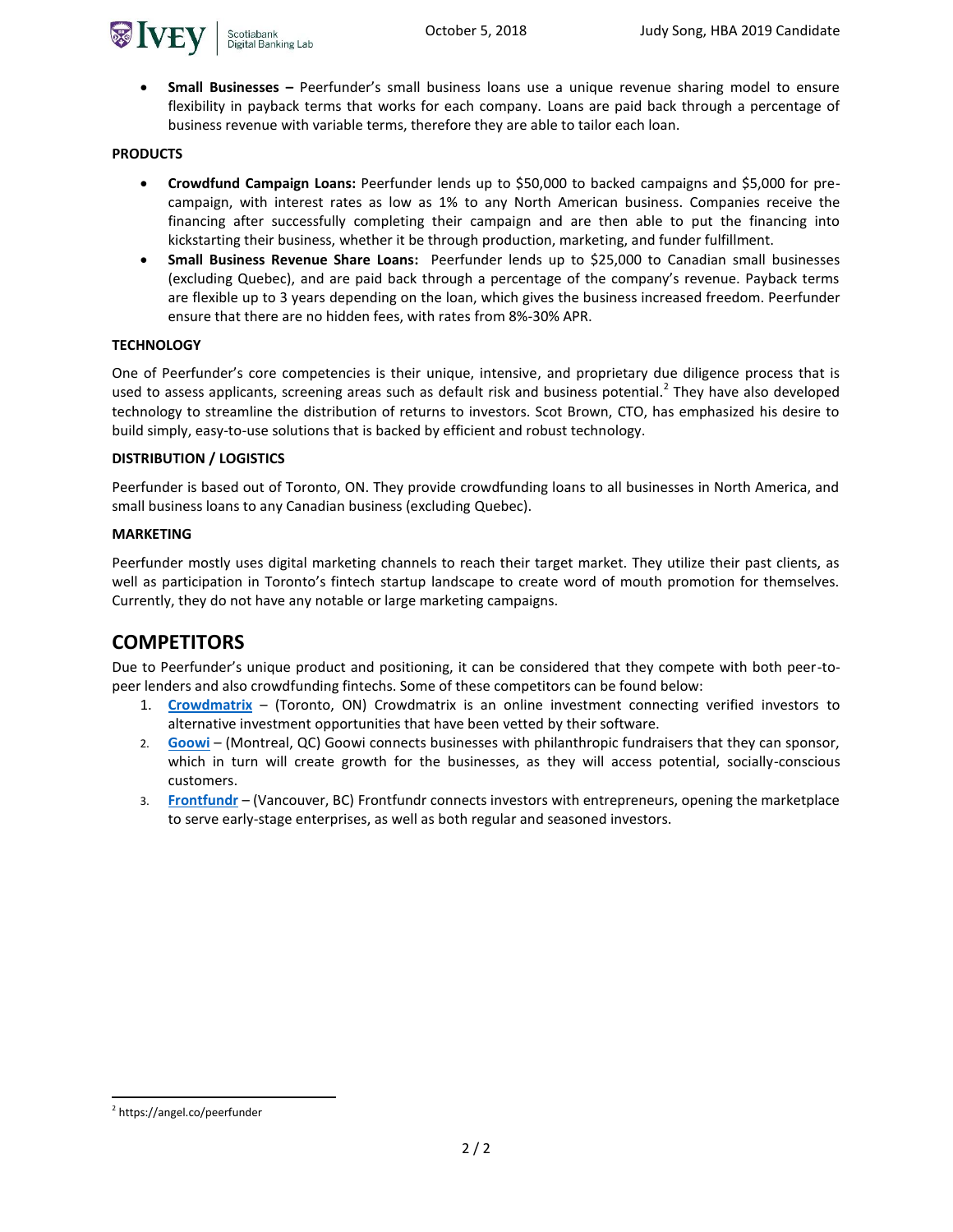- **Small Businesses –** Peerfunder's small business loans use a unique revenue sharing model to ensure flexibility in payback terms that works for each company. Loans are paid back through a percentage of business revenue with variable terms, therefore they are able to tailor each loan.

**PRODUCTS**

- **Crowdfund Campaign Loans:** Peerfunder lends up to $50,000 to backed campaigns and $5,000 for pre-campaign, with interest rates as low as 1% to any North American business. Companies receive the financing after successfully completing their campaign and are then able to put the financing into kickstarting their business, whether it be through production, marketing, and funder fulfillment.
- **Small Business Revenue Share Loans:** Peerfunder lends up to $25,000 to Canadian small businesses (excluding Quebec), and are paid back through a percentage of the company's revenue. Payback terms are flexible up to 3 years depending on the loan, which gives the business increased freedom. Peerfunder ensure that there are no hidden fees, with rates from 8%-30% APR.

**TECHNOLOGY**

One of Peerfunder's core competencies is their unique, intensive, and proprietary due diligence process that is used to assess applicants, screening areas such as default risk and business potential.[2] They have also developed technology to streamline the distribution of returns to investors. Scot Brown, CTO, has emphasized his desire to build simply, easy-to-use solutions that is backed by efficient and robust technology.

**DISTRIBUTION / LOGISTICS**

Peerfunder is based out of Toronto, ON. They provide crowdfunding loans to all businesses in North America, and small business loans to any Canadian business (excluding Quebec).

**MARKETING**

Peerfunder mostly uses digital marketing channels to reach their target market. They utilize their past clients, as well as participation in Toronto's fintech startup landscape to create word of mouth promotion for themselves. Currently, they do not have any notable or large marketing campaigns.

## COMPETITORS

Due to Peerfunder's unique product and positioning, it can be considered that they compete with both peer-to-peer lenders and also crowdfunding fintechs. Some of these competitors can be found below:

1. **Crowdmatrix** – (Toronto, ON) Crowdmatrix is an online investment connecting verified investors to alternative investment opportunities that have been vetted by their software.
2. **Goowi** – (Montreal, QC) Goowi connects businesses with philanthropic fundraisers that they can sponsor, which in turn will create growth for the businesses, as they will access potential, socially-conscious customers.
3. **Frontfundr** – (Vancouver, BC) Frontfundr connects investors with entrepreneurs, opening the marketplace to serve early-stage enterprises, as well as both regular and seasoned investors.

---

[2] https://angel.co/peerfunder